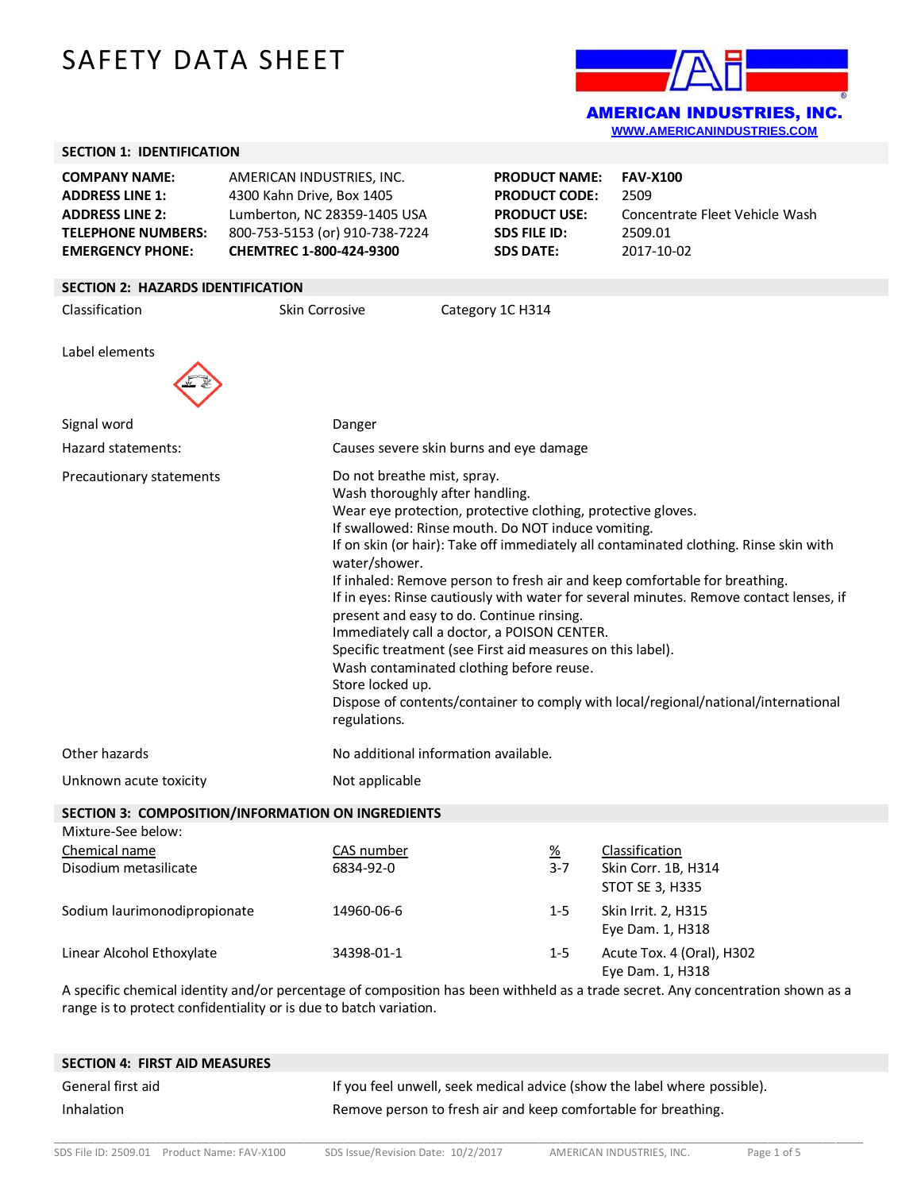# SAFETY DATA SHEET

**AMERICAN INDUSTRIES, INC.**
WWW.AMERICANINDUSTRIES.COM

## SECTION 1: IDENTIFICATION

| | | | |
|---|---|---|---|
| **COMPANY NAME:** | AMERICAN INDUSTRIES, INC. | **PRODUCT NAME:** | **FAV-X100** |
| **ADDRESS LINE 1:** | 4300 Kahn Drive, Box 1405 | **PRODUCT CODE:** | 2509 |
| **ADDRESS LINE 2:** | Lumberton, NC 28359-1405 USA | **PRODUCT USE:** | Concentrate Fleet Vehicle Wash |
| **TELEPHONE NUMBERS:** | 800-753-5153 (or) 910-738-7224 | **SDS FILE ID:** | 2509.01 |
| **EMERGENCY PHONE:** | **CHEMTREC 1-800-424-9300** | **SDS DATE:** | 2017-10-02 |

## SECTION 2: HAZARDS IDENTIFICATION

Classification Skin Corrosive Category 1C H314

Label elements

**Signal word:** Danger

**Hazard statements:** Causes severe skin burns and eye damage

**Precautionary statements:**

Do not breathe mist, spray.
Wash thoroughly after handling.
Wear eye protection, protective clothing, protective gloves.
If swallowed: Rinse mouth. Do NOT induce vomiting.
If on skin (or hair): Take off immediately all contaminated clothing. Rinse skin with water/shower.
If inhaled: Remove person to fresh air and keep comfortable for breathing.
If in eyes: Rinse cautiously with water for several minutes. Remove contact lenses, if present and easy to do. Continue rinsing.
Immediately call a doctor, a POISON CENTER.
Specific treatment (see First aid measures on this label).
Wash contaminated clothing before reuse.
Store locked up.
Dispose of contents/container to comply with local/regional/national/international regulations.

**Other hazards:** No additional information available.

**Unknown acute toxicity:** Not applicable

## SECTION 3: COMPOSITION/INFORMATION ON INGREDIENTS

Mixture-See below:

| Chemical name | CAS number | % | Classification |
|---|---|---|---|
| Disodium metasilicate | 6834-92-0 | 3-7 | Skin Corr. 1B, H314<br>STOT SE 3, H335 |
| Sodium laurimonodipropionate | 14960-06-6 | 1-5 | Skin Irrit. 2, H315<br>Eye Dam. 1, H318 |
| Linear Alcohol Ethoxylate | 34398-01-1 | 1-5 | Acute Tox. 4 (Oral), H302<br>Eye Dam. 1, H318 |

A specific chemical identity and/or percentage of composition has been withheld as a trade secret. Any concentration shown as a range is to protect confidentiality or is due to batch variation.

## SECTION 4: FIRST AID MEASURES

**General first aid:** If you feel unwell, seek medical advice (show the label where possible).

**Inhalation:** Remove person to fresh air and keep comfortable for breathing.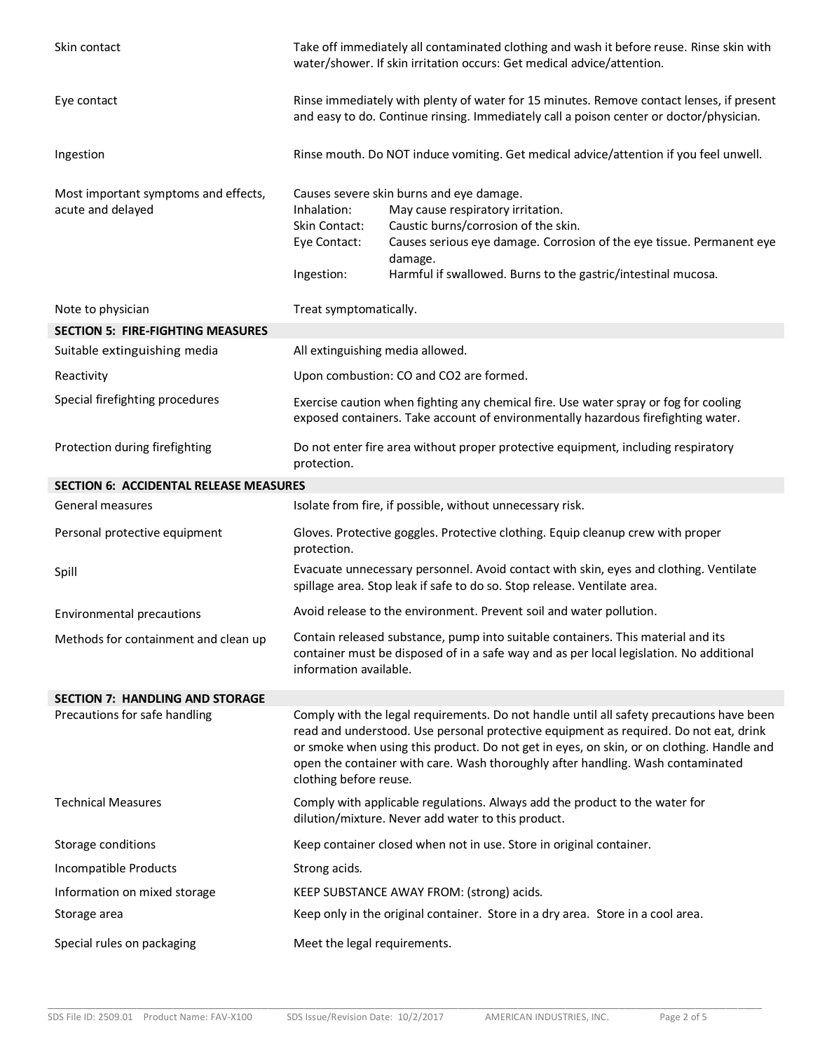| | |
|---|---|
| Skin contact | Take off immediately all contaminated clothing and wash it before reuse. Rinse skin with water/shower. If skin irritation occurs: Get medical advice/attention. |
| Eye contact | Rinse immediately with plenty of water for 15 minutes. Remove contact lenses, if present and easy to do. Continue rinsing. Immediately call a poison center or doctor/physician. |
| Ingestion | Rinse mouth. Do NOT induce vomiting. Get medical advice/attention if you feel unwell. |
| Most important symptoms and effects, acute and delayed | Causes severe skin burns and eye damage.<br>Inhalation: May cause respiratory irritation.<br>Skin Contact: Caustic burns/corrosion of the skin.<br>Eye Contact: Causes serious eye damage. Corrosion of the eye tissue. Permanent eye damage.<br>Ingestion: Harmful if swallowed. Burns to the gastric/intestinal mucosa. |
| Note to physician | Treat symptomatically. |

## SECTION 5: FIRE-FIGHTING MEASURES

| | |
|---|---|
| Suitable extinguishing media | All extinguishing media allowed. |
| Reactivity | Upon combustion: CO and $CO_2$ are formed. |
| Special firefighting procedures | Exercise caution when fighting any chemical fire. Use water spray or fog for cooling exposed containers. Take account of environmentally hazardous firefighting water. |
| Protection during firefighting | Do not enter fire area without proper protective equipment, including respiratory protection. |

## SECTION 6: ACCIDENTAL RELEASE MEASURES

| | |
|---|---|
| General measures | Isolate from fire, if possible, without unnecessary risk. |
| Personal protective equipment | Gloves. Protective goggles. Protective clothing. Equip cleanup crew with proper protection. |
| Spill | Evacuate unnecessary personnel. Avoid contact with skin, eyes and clothing. Ventilate spillage area. Stop leak if safe to do so. Stop release. Ventilate area. |
| Environmental precautions | Avoid release to the environment. Prevent soil and water pollution. |
| Methods for containment and clean up | Contain released substance, pump into suitable containers. This material and its container must be disposed of in a safe way and as per local legislation. No additional information available. |

## SECTION 7: HANDLING AND STORAGE

| | |
|---|---|
| Precautions for safe handling | Comply with the legal requirements. Do not handle until all safety precautions have been read and understood. Use personal protective equipment as required. Do not eat, drink or smoke when using this product. Do not get in eyes, on skin, or on clothing. Handle and open the container with care. Wash thoroughly after handling. Wash contaminated clothing before reuse. |
| Technical Measures | Comply with applicable regulations. Always add the product to the water for dilution/mixture. Never add water to this product. |
| Storage conditions | Keep container closed when not in use. Store in original container. |
| Incompatible Products | Strong acids. |
| Information on mixed storage | KEEP SUBSTANCE AWAY FROM: (strong) acids. |
| Storage area | Keep only in the original container. Store in a dry area. Store in a cool area. |
| Special rules on packaging | Meet the legal requirements. |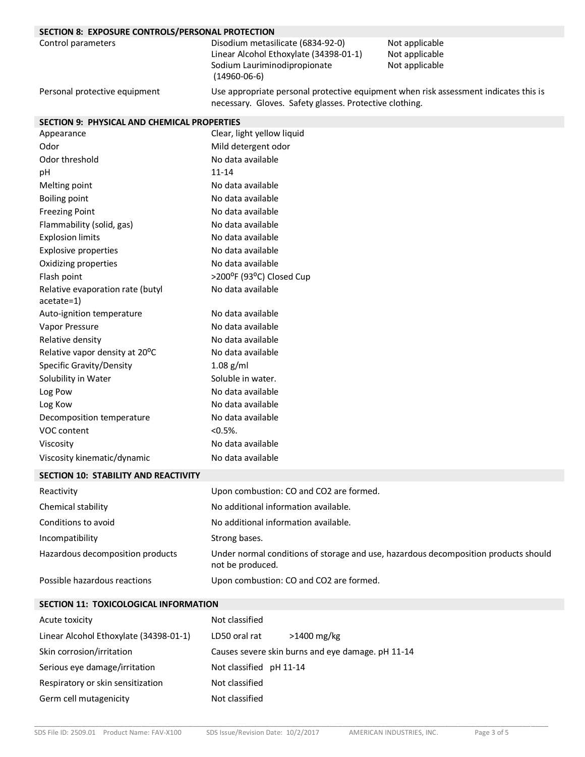## SECTION 8: EXPOSURE CONTROLS/PERSONAL PROTECTION

| | | |
|---|---|---|
| Control parameters | Disodium metasilicate (6834-92-0) | Not applicable |
| | Linear Alcohol Ethoxylate (34398-01-1) | Not applicable |
| | Sodium Lauriminodipropionate (14960-06-6) | Not applicable |
| Personal protective equipment | Use appropriate personal protective equipment when risk assessment indicates this is necessary. Gloves. Safety glasses. Protective clothing. | |

## SECTION 9: PHYSICAL AND CHEMICAL PROPERTIES

| | |
|---|---|
| Appearance | Clear, light yellow liquid |
| Odor | Mild detergent odor |
| Odor threshold | No data available |
| pH | 11-14 |
| Melting point | No data available |
| Boiling point | No data available |
| Freezing Point | No data available |
| Flammability (solid, gas) | No data available |
| Explosion limits | No data available |
| Explosive properties | No data available |
| Oxidizing properties | No data available |
| Flash point | >200°F (93°C) Closed Cup |
| Relative evaporation rate (butyl acetate=1) | No data available |
| Auto-ignition temperature | No data available |
| Vapor Pressure | No data available |
| Relative density | No data available |
| Relative vapor density at 20°C | No data available |
| Specific Gravity/Density | 1.08 g/ml |
| Solubility in Water | Soluble in water. |
| Log Pow | No data available |
| Log Kow | No data available |
| Decomposition temperature | No data available |
| VOC content | <0.5%. |
| Viscosity | No data available |
| Viscosity kinematic/dynamic | No data available |

## SECTION 10: STABILITY AND REACTIVITY

| | |
|---|---|
| Reactivity | Upon combustion: CO and $CO_2$ are formed. |
| Chemical stability | No additional information available. |
| Conditions to avoid | No additional information available. |
| Incompatibility | Strong bases. |
| Hazardous decomposition products | Under normal conditions of storage and use, hazardous decomposition products should not be produced. |
| Possible hazardous reactions | Upon combustion: CO and $CO_2$ are formed. |

## SECTION 11: TOXICOLOGICAL INFORMATION

| | | |
|---|---|---|
| Acute toxicity | Not classified | |
| Linear Alcohol Ethoxylate (34398-01-1) | LD50 oral rat | >1400 mg/kg |
| Skin corrosion/irritation | Causes severe skin burns and eye damage. pH 11-14 | |
| Serious eye damage/irritation | Not classified pH 11-14 | |
| Respiratory or skin sensitization | Not classified | |
| Germ cell mutagenicity | Not classified | |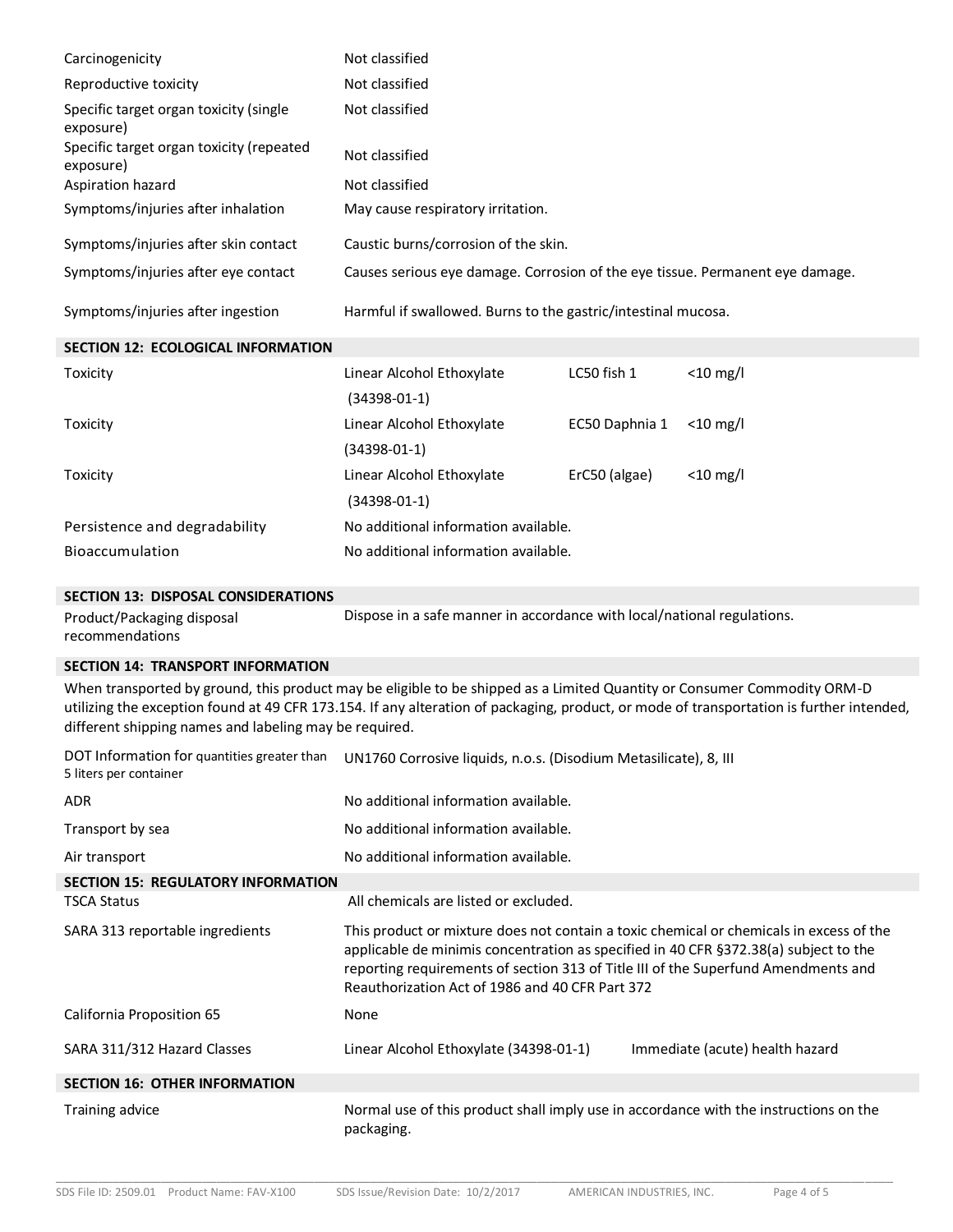| | |
|---|---|
| Carcinogenicity | Not classified |
| Reproductive toxicity | Not classified |
| Specific target organ toxicity (single exposure) | Not classified |
| Specific target organ toxicity (repeated exposure) | Not classified |
| Aspiration hazard | Not classified |
| Symptoms/injuries after inhalation | May cause respiratory irritation. |
| Symptoms/injuries after skin contact | Caustic burns/corrosion of the skin. |
| Symptoms/injuries after eye contact | Causes serious eye damage. Corrosion of the eye tissue. Permanent eye damage. |
| Symptoms/injuries after ingestion | Harmful if swallowed. Burns to the gastric/intestinal mucosa. |

## SECTION 12: ECOLOGICAL INFORMATION

| | | | |
|---|---|---|---|
| Toxicity | Linear Alcohol Ethoxylate (34398-01-1) | LC50 fish 1 | <10 mg/l |
| Toxicity | Linear Alcohol Ethoxylate (34398-01-1) | EC50 Daphnia 1 | <10 mg/l |
| Toxicity | Linear Alcohol Ethoxylate (34398-01-1) | ErC50 (algae) | <10 mg/l |
| Persistence and degradability | No additional information available. | | |
| Bioaccumulation | No additional information available. | | |

## SECTION 13: DISPOSAL CONSIDERATIONS

| | |
|---|---|
| Product/Packaging disposal recommendations | Dispose in a safe manner in accordance with local/national regulations. |

## SECTION 14: TRANSPORT INFORMATION

When transported by ground, this product may be eligible to be shipped as a Limited Quantity or Consumer Commodity ORM-D utilizing the exception found at 49 CFR 173.154. If any alteration of packaging, product, or mode of transportation is further intended, different shipping names and labeling may be required.

| | |
|---|---|
| DOT Information for quantities greater than 5 liters per container | UN1760 Corrosive liquids, n.o.s. (Disodium Metasilicate), 8, III |
| ADR | No additional information available. |
| Transport by sea | No additional information available. |
| Air transport | No additional information available. |

## SECTION 15: REGULATORY INFORMATION

| | | |
|---|---|---|
| TSCA Status | All chemicals are listed or excluded. | |
| SARA 313 reportable ingredients | This product or mixture does not contain a toxic chemical or chemicals in excess of the applicable de minimis concentration as specified in 40 CFR §372.38(a) subject to the reporting requirements of section 313 of Title III of the Superfund Amendments and Reauthorization Act of 1986 and 40 CFR Part 372 | |
| California Proposition 65 | None | |
| SARA 311/312 Hazard Classes | Linear Alcohol Ethoxylate (34398-01-1) | Immediate (acute) health hazard |

## SECTION 16: OTHER INFORMATION

| | |
|---|---|
| Training advice | Normal use of this product shall imply use in accordance with the instructions on the packaging. |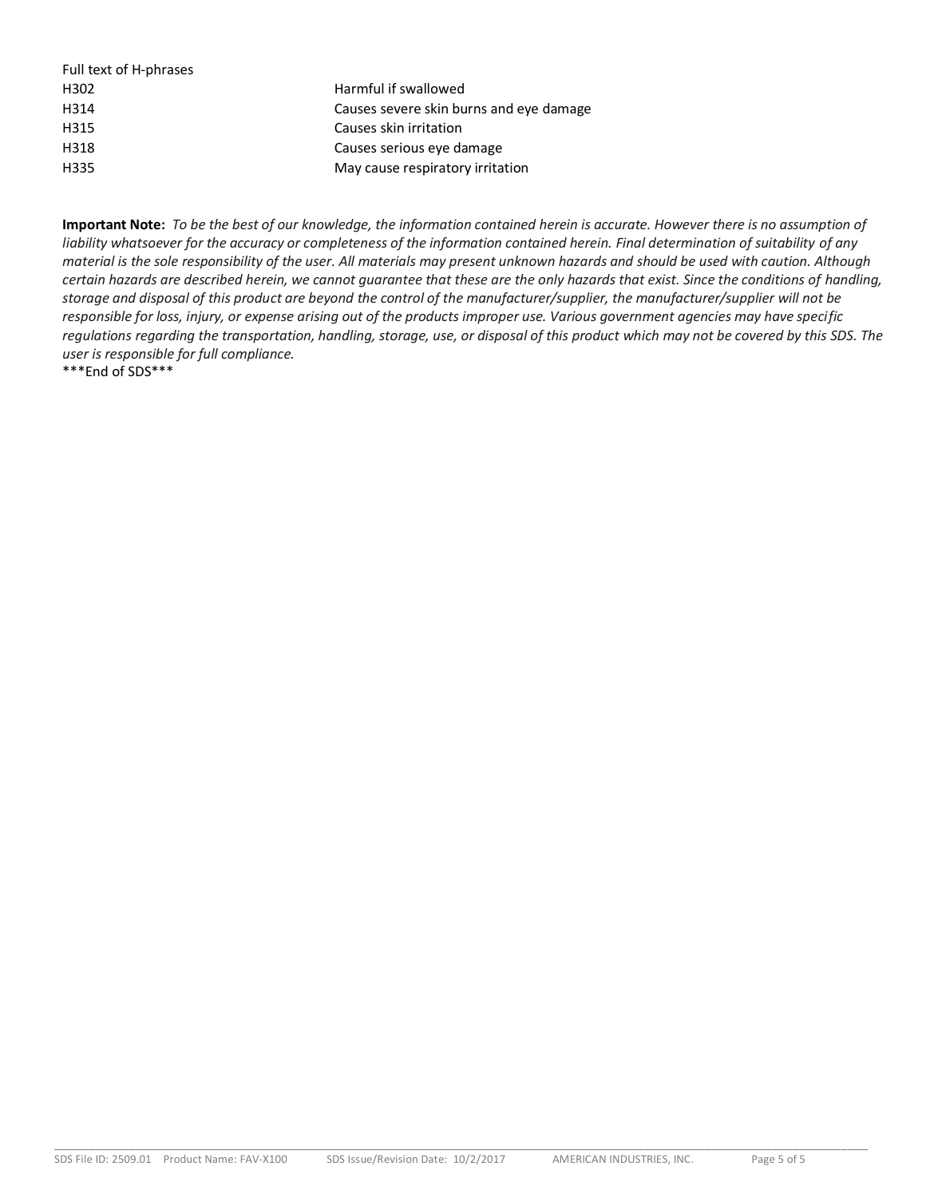Full text of H-phrases

| | |
|---|---|
| H302 | Harmful if swallowed |
| H314 | Causes severe skin burns and eye damage |
| H315 | Causes skin irritation |
| H318 | Causes serious eye damage |
| H335 | May cause respiratory irritation |

**Important Note:** *To be the best of our knowledge, the information contained herein is accurate. However there is no assumption of liability whatsoever for the accuracy or completeness of the information contained herein. Final determination of suitability of any material is the sole responsibility of the user. All materials may present unknown hazards and should be used with caution. Although certain hazards are described herein, we cannot guarantee that these are the only hazards that exist. Since the conditions of handling, storage and disposal of this product are beyond the control of the manufacturer/supplier, the manufacturer/supplier will not be responsible for loss, injury, or expense arising out of the products improper use. Various government agencies may have specific regulations regarding the transportation, handling, storage, use, or disposal of this product which may not be covered by this SDS. The user is responsible for full compliance.*

***End of SDS***